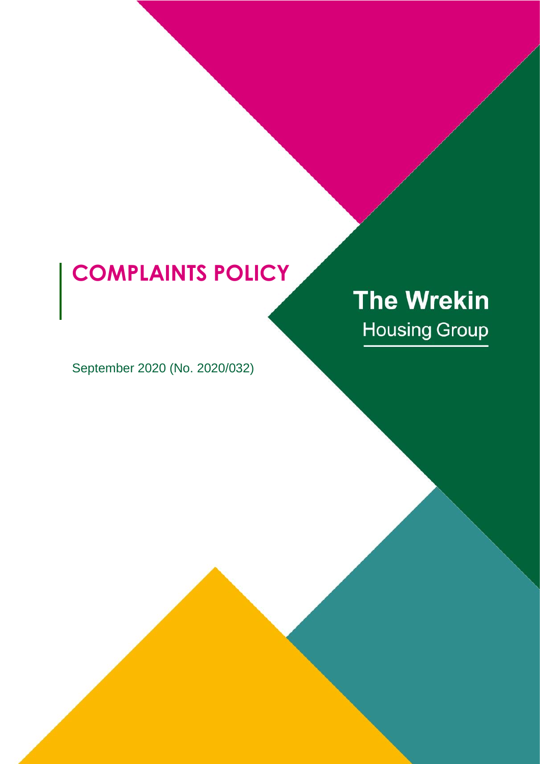# COMPLAINTS POLICY

**The Wrekin**
Housing Group

September 2020 (No. 2020/032)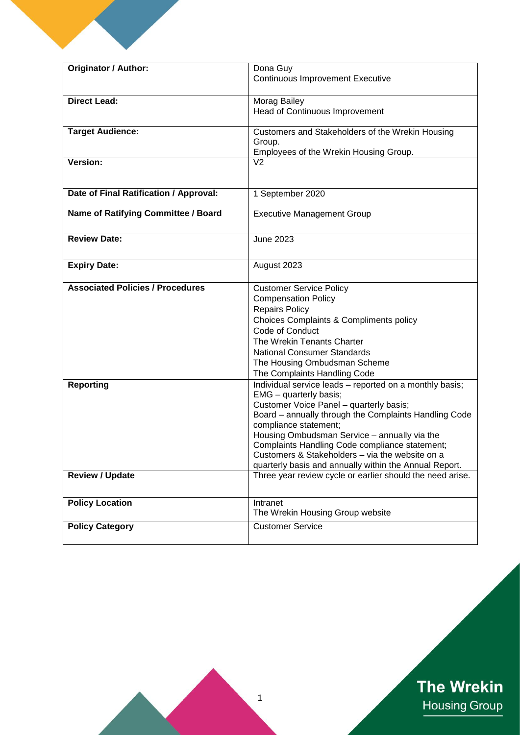| Originator / Author: | Dona Guy<br>Continuous Improvement Executive |
| --- | --- |
| Direct Lead: | Morag Bailey<br>Head of Continuous Improvement |
| Target Audience: | Customers and Stakeholders of the Wrekin Housing Group.<br>Employees of the Wrekin Housing Group. |
| Version: | V2 |
| Date of Final Ratification / Approval: | 1 September 2020 |
| Name of Ratifying Committee / Board | Executive Management Group |
| Review Date: | June 2023 |
| Expiry Date: | August 2023 |
| Associated Policies / Procedures | Customer Service Policy<br>Compensation Policy<br>Repairs Policy<br>Choices Complaints & Compliments policy<br>Code of Conduct<br>The Wrekin Tenants Charter<br>National Consumer Standards<br>The Housing Ombudsman Scheme<br>The Complaints Handling Code |
| Reporting | Individual service leads – reported on a monthly basis;<br>EMG – quarterly basis;<br>Customer Voice Panel – quarterly basis;<br>Board – annually through the Complaints Handling Code compliance statement;<br>Housing Ombudsman Service – annually via the Complaints Handling Code compliance statement;<br>Customers & Stakeholders – via the website on a quarterly basis and annually within the Annual Report. |
| Review / Update | Three year review cycle or earlier should the need arise. |
| Policy Location | Intranet<br>The Wrekin Housing Group website |
| Policy Category | Customer Service |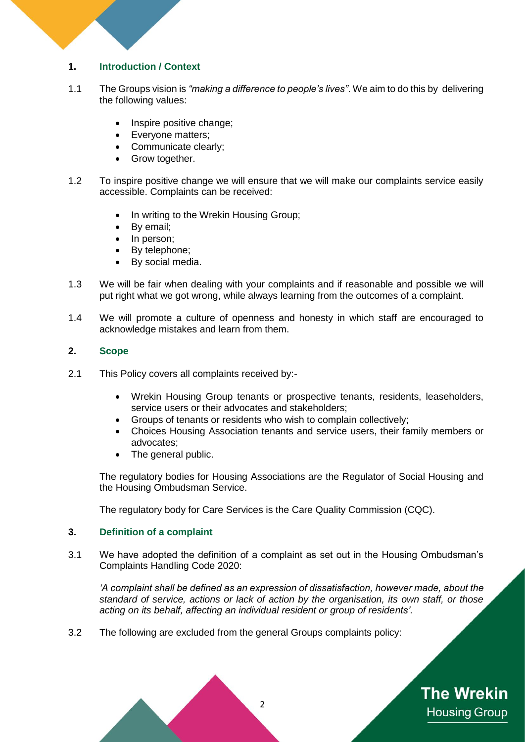## 1. Introduction / Context

1.1 The Groups vision is *"making a difference to people's lives"*. We aim to do this by delivering the following values:

- Inspire positive change;
- Everyone matters;
- Communicate clearly;
- Grow together.

1.2 To inspire positive change we will ensure that we will make our complaints service easily accessible. Complaints can be received:

- In writing to the Wrekin Housing Group;
- By email;
- In person;
- By telephone;
- By social media.

1.3 We will be fair when dealing with your complaints and if reasonable and possible we will put right what we got wrong, while always learning from the outcomes of a complaint.

1.4 We will promote a culture of openness and honesty in which staff are encouraged to acknowledge mistakes and learn from them.

## 2. Scope

2.1 This Policy covers all complaints received by:-

- Wrekin Housing Group tenants or prospective tenants, residents, leaseholders, service users or their advocates and stakeholders;
- Groups of tenants or residents who wish to complain collectively;
- Choices Housing Association tenants and service users, their family members or advocates;
- The general public.

The regulatory bodies for Housing Associations are the Regulator of Social Housing and the Housing Ombudsman Service.

The regulatory body for Care Services is the Care Quality Commission (CQC).

## 3. Definition of a complaint

3.1 We have adopted the definition of a complaint as set out in the Housing Ombudsman's Complaints Handling Code 2020:

*'A complaint shall be defined as an expression of dissatisfaction, however made, about the standard of service, actions or lack of action by the organisation, its own staff, or those acting on its behalf, affecting an individual resident or group of residents'.*

3.2 The following are excluded from the general Groups complaints policy: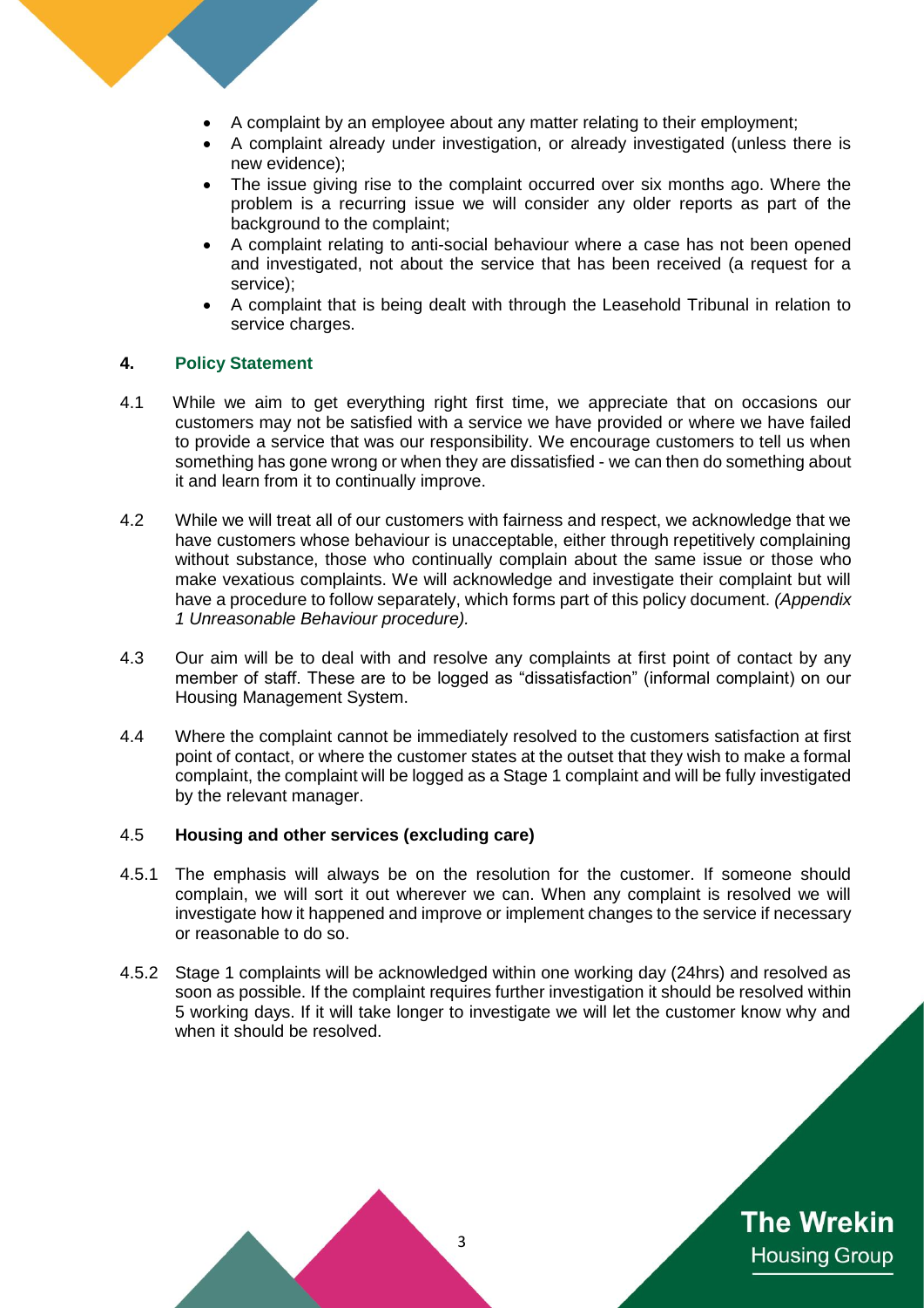- A complaint by an employee about any matter relating to their employment;
- A complaint already under investigation, or already investigated (unless there is new evidence);
- The issue giving rise to the complaint occurred over six months ago. Where the problem is a recurring issue we will consider any older reports as part of the background to the complaint;
- A complaint relating to anti-social behaviour where a case has not been opened and investigated, not about the service that has been received (a request for a service);
- A complaint that is being dealt with through the Leasehold Tribunal in relation to service charges.

## 4. Policy Statement

4.1 While we aim to get everything right first time, we appreciate that on occasions our customers may not be satisfied with a service we have provided or where we have failed to provide a service that was our responsibility. We encourage customers to tell us when something has gone wrong or when they are dissatisfied - we can then do something about it and learn from it to continually improve.

4.2 While we will treat all of our customers with fairness and respect, we acknowledge that we have customers whose behaviour is unacceptable, either through repetitively complaining without substance, those who continually complain about the same issue or those who make vexatious complaints. We will acknowledge and investigate their complaint but will have a procedure to follow separately, which forms part of this policy document. *(Appendix 1 Unreasonable Behaviour procedure).*

4.3 Our aim will be to deal with and resolve any complaints at first point of contact by any member of staff. These are to be logged as "dissatisfaction" (informal complaint) on our Housing Management System.

4.4 Where the complaint cannot be immediately resolved to the customers satisfaction at first point of contact, or where the customer states at the outset that they wish to make a formal complaint, the complaint will be logged as a Stage 1 complaint and will be fully investigated by the relevant manager.

### 4.5 Housing and other services (excluding care)

4.5.1 The emphasis will always be on the resolution for the customer. If someone should complain, we will sort it out wherever we can. When any complaint is resolved we will investigate how it happened and improve or implement changes to the service if necessary or reasonable to do so.

4.5.2 Stage 1 complaints will be acknowledged within one working day (24hrs) and resolved as soon as possible. If the complaint requires further investigation it should be resolved within 5 working days. If it will take longer to investigate we will let the customer know why and when it should be resolved.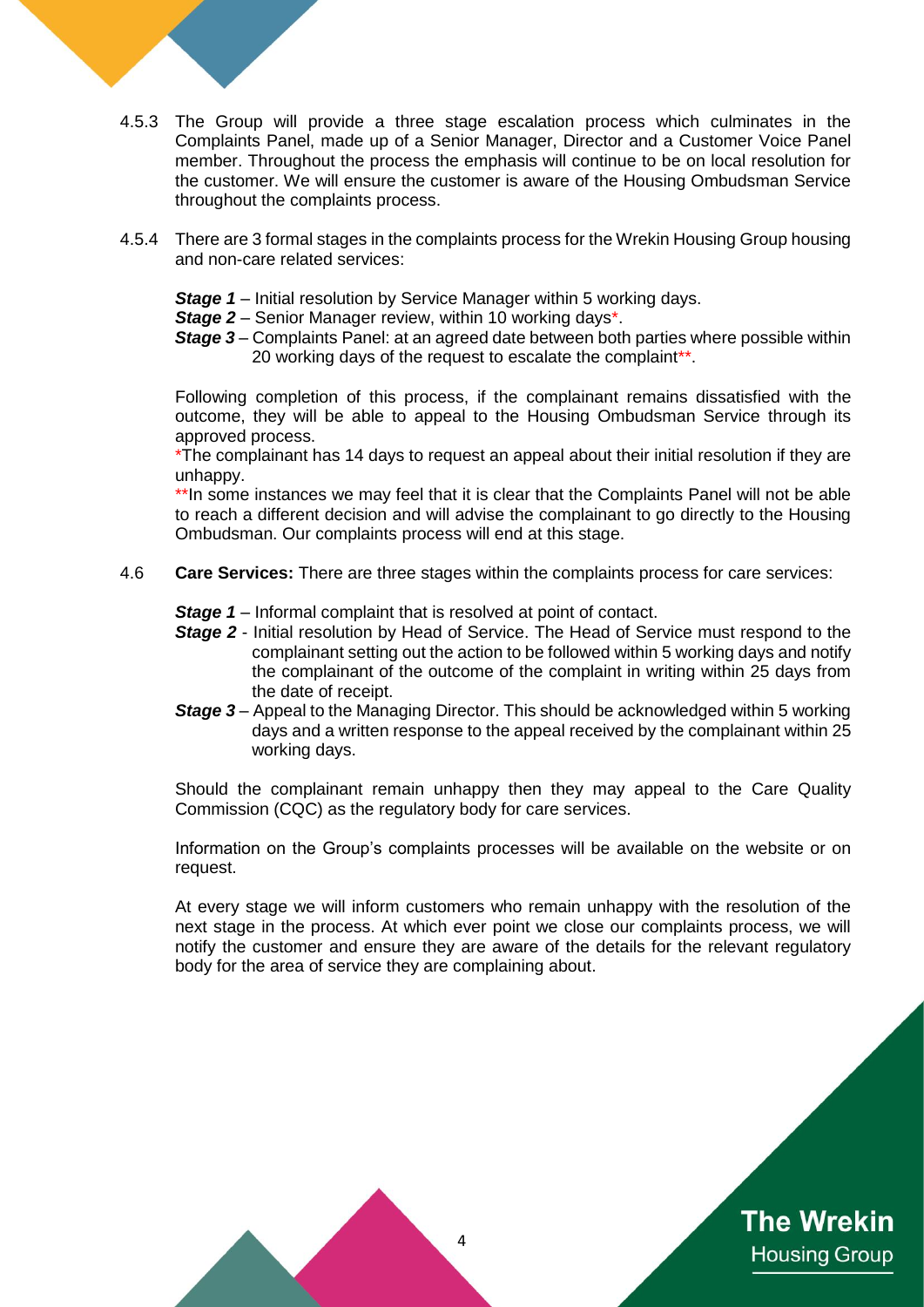4.5.3 The Group will provide a three stage escalation process which culminates in the Complaints Panel, made up of a Senior Manager, Director and a Customer Voice Panel member. Throughout the process the emphasis will continue to be on local resolution for the customer. We will ensure the customer is aware of the Housing Ombudsman Service throughout the complaints process.

4.5.4 There are 3 formal stages in the complaints process for the Wrekin Housing Group housing and non-care related services:

***Stage 1*** – Initial resolution by Service Manager within 5 working days.
***Stage 2*** – Senior Manager review, within 10 working days*.
***Stage 3*** – Complaints Panel: at an agreed date between both parties where possible within 20 working days of the request to escalate the complaint**.

Following completion of this process, if the complainant remains dissatisfied with the outcome, they will be able to appeal to the Housing Ombudsman Service through its approved process.

*The complainant has 14 days to request an appeal about their initial resolution if they are unhappy.

**In some instances we may feel that it is clear that the Complaints Panel will not be able to reach a different decision and will advise the complainant to go directly to the Housing Ombudsman. Our complaints process will end at this stage.

4.6 **Care Services:** There are three stages within the complaints process for care services:

***Stage 1*** – Informal complaint that is resolved at point of contact.
***Stage 2*** - Initial resolution by Head of Service. The Head of Service must respond to the complainant setting out the action to be followed within 5 working days and notify the complainant of the outcome of the complaint in writing within 25 days from the date of receipt.
***Stage 3*** – Appeal to the Managing Director. This should be acknowledged within 5 working days and a written response to the appeal received by the complainant within 25 working days.

Should the complainant remain unhappy then they may appeal to the Care Quality Commission (CQC) as the regulatory body for care services.

Information on the Group's complaints processes will be available on the website or on request.

At every stage we will inform customers who remain unhappy with the resolution of the next stage in the process. At which ever point we close our complaints process, we will notify the customer and ensure they are aware of the details for the relevant regulatory body for the area of service they are complaining about.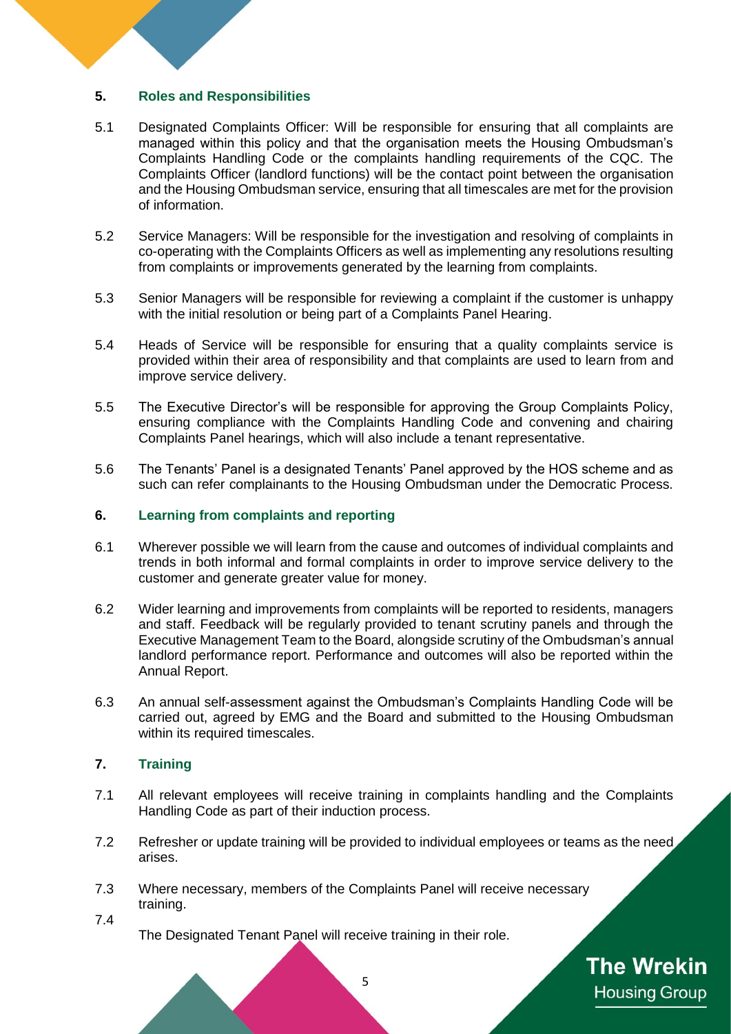## 5. Roles and Responsibilities

5.1 Designated Complaints Officer: Will be responsible for ensuring that all complaints are managed within this policy and that the organisation meets the Housing Ombudsman's Complaints Handling Code or the complaints handling requirements of the CQC. The Complaints Officer (landlord functions) will be the contact point between the organisation and the Housing Ombudsman service, ensuring that all timescales are met for the provision of information.

5.2 Service Managers: Will be responsible for the investigation and resolving of complaints in co-operating with the Complaints Officers as well as implementing any resolutions resulting from complaints or improvements generated by the learning from complaints.

5.3 Senior Managers will be responsible for reviewing a complaint if the customer is unhappy with the initial resolution or being part of a Complaints Panel Hearing.

5.4 Heads of Service will be responsible for ensuring that a quality complaints service is provided within their area of responsibility and that complaints are used to learn from and improve service delivery.

5.5 The Executive Director's will be responsible for approving the Group Complaints Policy, ensuring compliance with the Complaints Handling Code and convening and chairing Complaints Panel hearings, which will also include a tenant representative.

5.6 The Tenants' Panel is a designated Tenants' Panel approved by the HOS scheme and as such can refer complainants to the Housing Ombudsman under the Democratic Process.

## 6. Learning from complaints and reporting

6.1 Wherever possible we will learn from the cause and outcomes of individual complaints and trends in both informal and formal complaints in order to improve service delivery to the customer and generate greater value for money.

6.2 Wider learning and improvements from complaints will be reported to residents, managers and staff. Feedback will be regularly provided to tenant scrutiny panels and through the Executive Management Team to the Board, alongside scrutiny of the Ombudsman's annual landlord performance report. Performance and outcomes will also be reported within the Annual Report.

6.3 An annual self-assessment against the Ombudsman's Complaints Handling Code will be carried out, agreed by EMG and the Board and submitted to the Housing Ombudsman within its required timescales.

## 7. Training

7.1 All relevant employees will receive training in complaints handling and the Complaints Handling Code as part of their induction process.

7.2 Refresher or update training will be provided to individual employees or teams as the need arises.

7.3 Where necessary, members of the Complaints Panel will receive necessary training.

7.4 The Designated Tenant Panel will receive training in their role.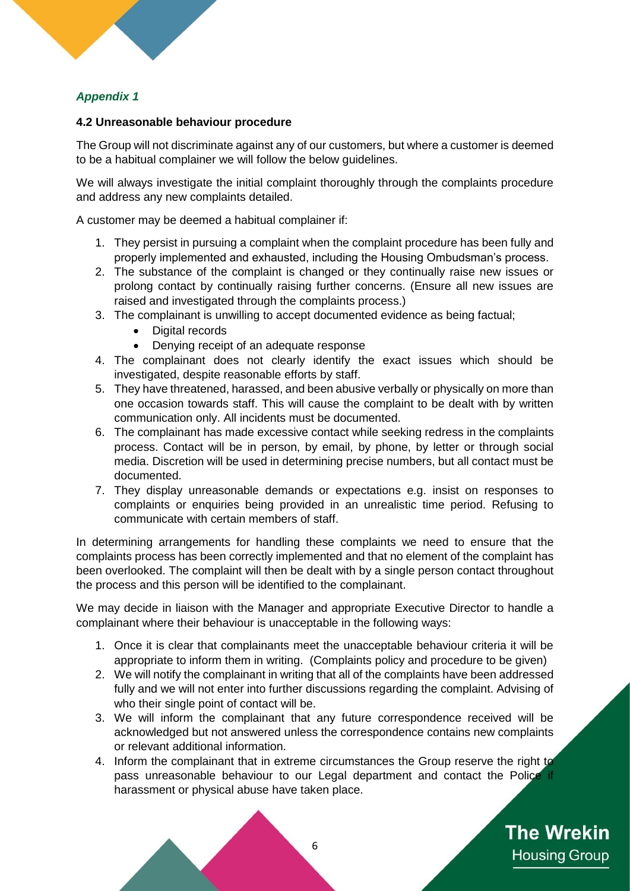*Appendix 1*

**4.2 Unreasonable behaviour procedure**

The Group will not discriminate against any of our customers, but where a customer is deemed to be a habitual complainer we will follow the below guidelines.

We will always investigate the initial complaint thoroughly through the complaints procedure and address any new complaints detailed.

A customer may be deemed a habitual complainer if:

1. They persist in pursuing a complaint when the complaint procedure has been fully and properly implemented and exhausted, including the Housing Ombudsman's process.
2. The substance of the complaint is changed or they continually raise new issues or prolong contact by continually raising further concerns. (Ensure all new issues are raised and investigated through the complaints process.)
3. The complainant is unwilling to accept documented evidence as being factual;
   - Digital records
   - Denying receipt of an adequate response
4. The complainant does not clearly identify the exact issues which should be investigated, despite reasonable efforts by staff.
5. They have threatened, harassed, and been abusive verbally or physically on more than one occasion towards staff. This will cause the complaint to be dealt with by written communication only. All incidents must be documented.
6. The complainant has made excessive contact while seeking redress in the complaints process. Contact will be in person, by email, by phone, by letter or through social media. Discretion will be used in determining precise numbers, but all contact must be documented.
7. They display unreasonable demands or expectations e.g. insist on responses to complaints or enquiries being provided in an unrealistic time period. Refusing to communicate with certain members of staff.

In determining arrangements for handling these complaints we need to ensure that the complaints process has been correctly implemented and that no element of the complaint has been overlooked. The complaint will then be dealt with by a single person contact throughout the process and this person will be identified to the complainant.

We may decide in liaison with the Manager and appropriate Executive Director to handle a complainant where their behaviour is unacceptable in the following ways:

1. Once it is clear that complainants meet the unacceptable behaviour criteria it will be appropriate to inform them in writing. (Complaints policy and procedure to be given)
2. We will notify the complainant in writing that all of the complaints have been addressed fully and we will not enter into further discussions regarding the complaint. Advising of who their single point of contact will be.
3. We will inform the complainant that any future correspondence received will be acknowledged but not answered unless the correspondence contains new complaints or relevant additional information.
4. Inform the complainant that in extreme circumstances the Group reserve the right to pass unreasonable behaviour to our Legal department and contact the Police if harassment or physical abuse have taken place.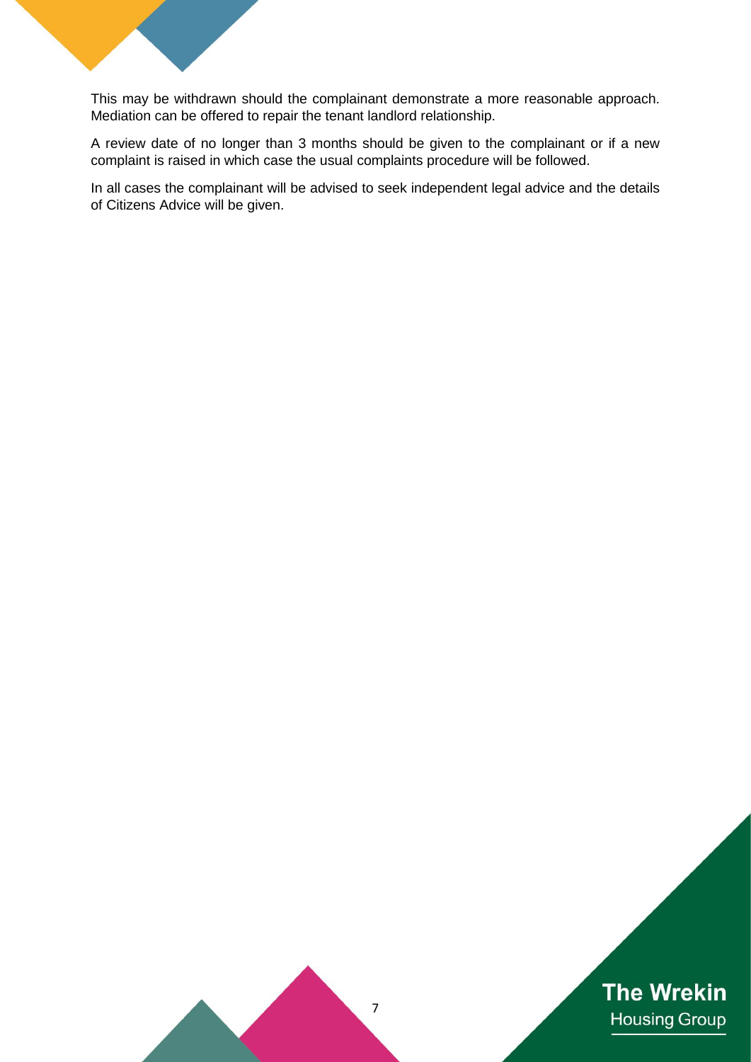This may be withdrawn should the complainant demonstrate a more reasonable approach. Mediation can be offered to repair the tenant landlord relationship.

A review date of no longer than 3 months should be given to the complainant or if a new complaint is raised in which case the usual complaints procedure will be followed.

In all cases the complainant will be advised to seek independent legal advice and the details of Citizens Advice will be given.